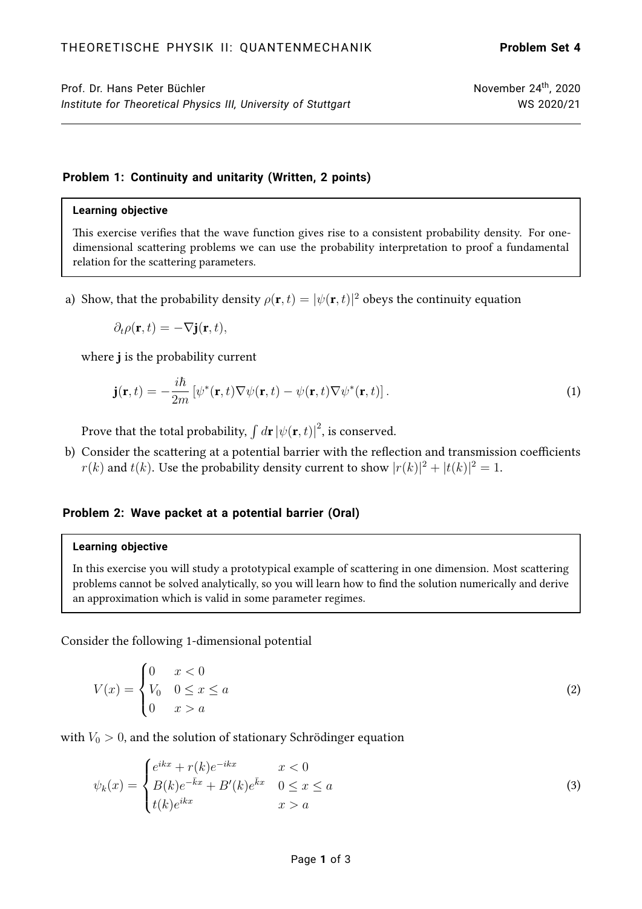THEORETISCHE PHYSIK II: QUANTENMECHANIK **Problem Set 4**

Prof. Dr. Hans Peter Büchler — November 24th, 2020
*Institute for Theoretical Physics III, University of Stuttgart* — WS 2020/21

## Problem 1: Continuity and unitarity (Written, 2 points)

> **Learning objective**
>
> This exercise verifies that the wave function gives rise to a consistent probability density. For one-dimensional scattering problems we can use the probability interpretation to proof a fundamental relation for the scattering parameters.

a) Show, that the probability density $\rho(\mathbf{r},t) = |\psi(\mathbf{r},t)|^2$ obeys the continuity equation

$$\partial_t \rho(\mathbf{r},t) = -\nabla \mathbf{j}(\mathbf{r},t),$$

where $\mathbf{j}$ is the probability current

$$\mathbf{j}(\mathbf{r},t) = -\frac{i\hbar}{2m}\left[\psi^*(\mathbf{r},t)\nabla\psi(\mathbf{r},t) - \psi(\mathbf{r},t)\nabla\psi^*(\mathbf{r},t)\right]. \tag{1}$$

Prove that the total probability, $\int d\mathbf{r}\, |\psi(\mathbf{r},t)|^2$, is conserved.

b) Consider the scattering at a potential barrier with the reflection and transmission coefficients $r(k)$ and $t(k)$. Use the probability density current to show $|r(k)|^2 + |t(k)|^2 = 1$.

## Problem 2: Wave packet at a potential barrier (Oral)

> **Learning objective**
>
> In this exercise you will study a prototypical example of scattering in one dimension. Most scattering problems cannot be solved analytically, so you will learn how to find the solution numerically and derive an approximation which is valid in some parameter regimes.

Consider the following 1-dimensional potential

$$V(x) = \begin{cases} 0 & x < 0 \\ V_0 & 0 \le x \le a \\ 0 & x > a \end{cases} \tag{2}$$

with $V_0 > 0$, and the solution of stationary Schrödinger equation

$$\psi_k(x) = \begin{cases} e^{ikx} + r(k)e^{-ikx} & x < 0 \\ B(k)e^{-\bar{k}x} + B'(k)e^{\bar{k}x} & 0 \le x \le a \\ t(k)e^{ikx} & x > a \end{cases} \tag{3}$$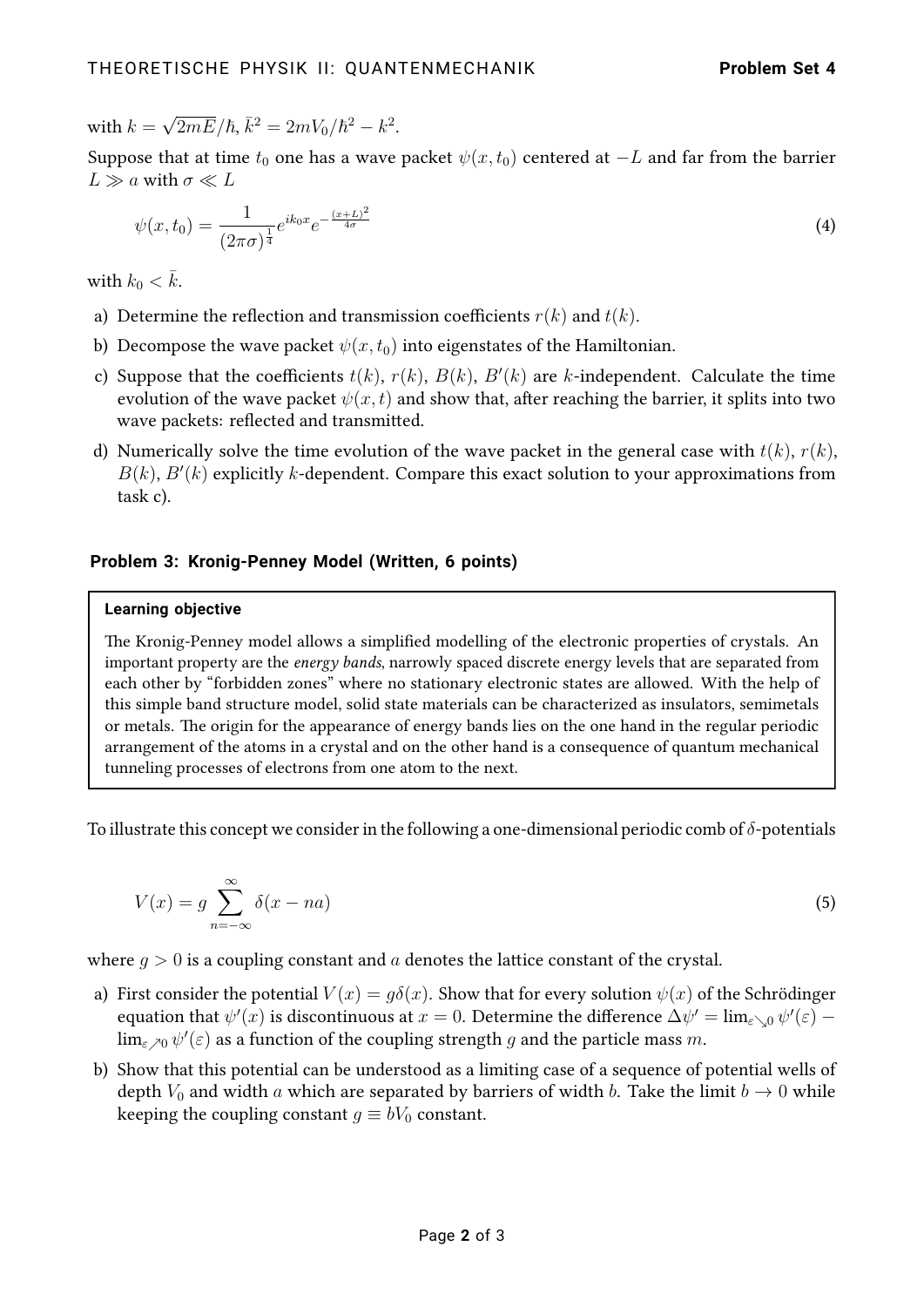with $k = \sqrt{2mE}/\hbar$, $\bar{k}^2 = 2mV_0/\hbar^2 - k^2$.

Suppose that at time $t_0$ one has a wave packet $\psi(x, t_0)$ centered at $-L$ and far from the barrier $L \gg a$ with $\sigma \ll L$

$$\psi(x, t_0) = \frac{1}{(2\pi\sigma)^{\frac{1}{4}}} e^{ik_0 x} e^{-\frac{(x+L)^2}{4\sigma}} \tag{4}$$

with $k_0 < \bar{k}$.

a) Determine the reflection and transmission coefficients $r(k)$ and $t(k)$.
b) Decompose the wave packet $\psi(x, t_0)$ into eigenstates of the Hamiltonian.
c) Suppose that the coefficients $t(k)$, $r(k)$, $B(k)$, $B'(k)$ are $k$-independent. Calculate the time evolution of the wave packet $\psi(x, t)$ and show that, after reaching the barrier, it splits into two wave packets: reflected and transmitted.
d) Numerically solve the time evolution of the wave packet in the general case with $t(k)$, $r(k)$, $B(k)$, $B'(k)$ explicitly $k$-dependent. Compare this exact solution to your approximations from task c).

## Problem 3: Kronig-Penney Model (Written, 6 points)

**Learning objective**

The Kronig-Penney model allows a simplified modelling of the electronic properties of crystals. An important property are the *energy bands*, narrowly spaced discrete energy levels that are separated from each other by "forbidden zones" where no stationary electronic states are allowed. With the help of this simple band structure model, solid state materials can be characterized as insulators, semimetals or metals. The origin for the appearance of energy bands lies on the one hand in the regular periodic arrangement of the atoms in a crystal and on the other hand is a consequence of quantum mechanical tunneling processes of electrons from one atom to the next.

To illustrate this concept we consider in the following a one-dimensional periodic comb of $\delta$-potentials

$$V(x) = g \sum_{n=-\infty}^{\infty} \delta(x - na) \tag{5}$$

where $g > 0$ is a coupling constant and $a$ denotes the lattice constant of the crystal.

a) First consider the potential $V(x) = g\delta(x)$. Show that for every solution $\psi(x)$ of the Schrödinger equation that $\psi'(x)$ is discontinuous at $x = 0$. Determine the difference $\Delta\psi' = \lim_{\varepsilon \searrow 0} \psi'(\varepsilon) - \lim_{\varepsilon \nearrow 0} \psi'(\varepsilon)$ as a function of the coupling strength $g$ and the particle mass $m$.
b) Show that this potential can be understood as a limiting case of a sequence of potential wells of depth $V_0$ and width $a$ which are separated by barriers of width $b$. Take the limit $b \to 0$ while keeping the coupling constant $g \equiv bV_0$ constant.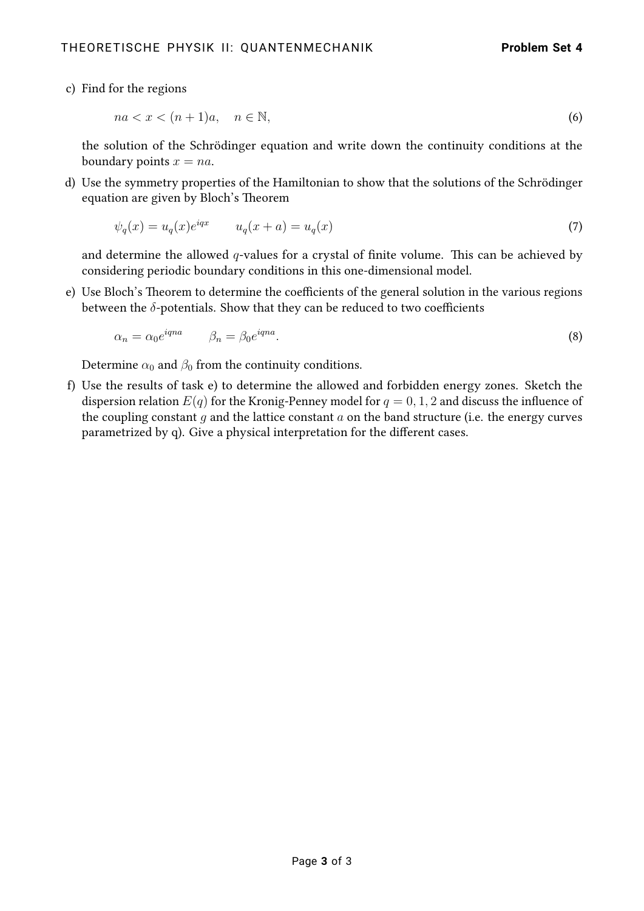c) Find for the regions

$$na < x < (n+1)a, \quad n \in \mathbb{N}, \tag{6}$$

the solution of the Schrödinger equation and write down the continuity conditions at the boundary points $x = na$.

d) Use the symmetry properties of the Hamiltonian to show that the solutions of the Schrödinger equation are given by Bloch's Theorem

$$\psi_q(x) = u_q(x)e^{iqx} \qquad u_q(x+a) = u_q(x) \tag{7}$$

and determine the allowed $q$-values for a crystal of finite volume. This can be achieved by considering periodic boundary conditions in this one-dimensional model.

e) Use Bloch's Theorem to determine the coefficients of the general solution in the various regions between the $\delta$-potentials. Show that they can be reduced to two coefficients

$$\alpha_n = \alpha_0 e^{iqna} \qquad \beta_n = \beta_0 e^{iqna}. \tag{8}$$

Determine $\alpha_0$ and $\beta_0$ from the continuity conditions.

f) Use the results of task e) to determine the allowed and forbidden energy zones. Sketch the dispersion relation $E(q)$ for the Kronig-Penney model for $q = 0, 1, 2$ and discuss the influence of the coupling constant $g$ and the lattice constant $a$ on the band structure (i.e. the energy curves parametrized by q). Give a physical interpretation for the different cases.